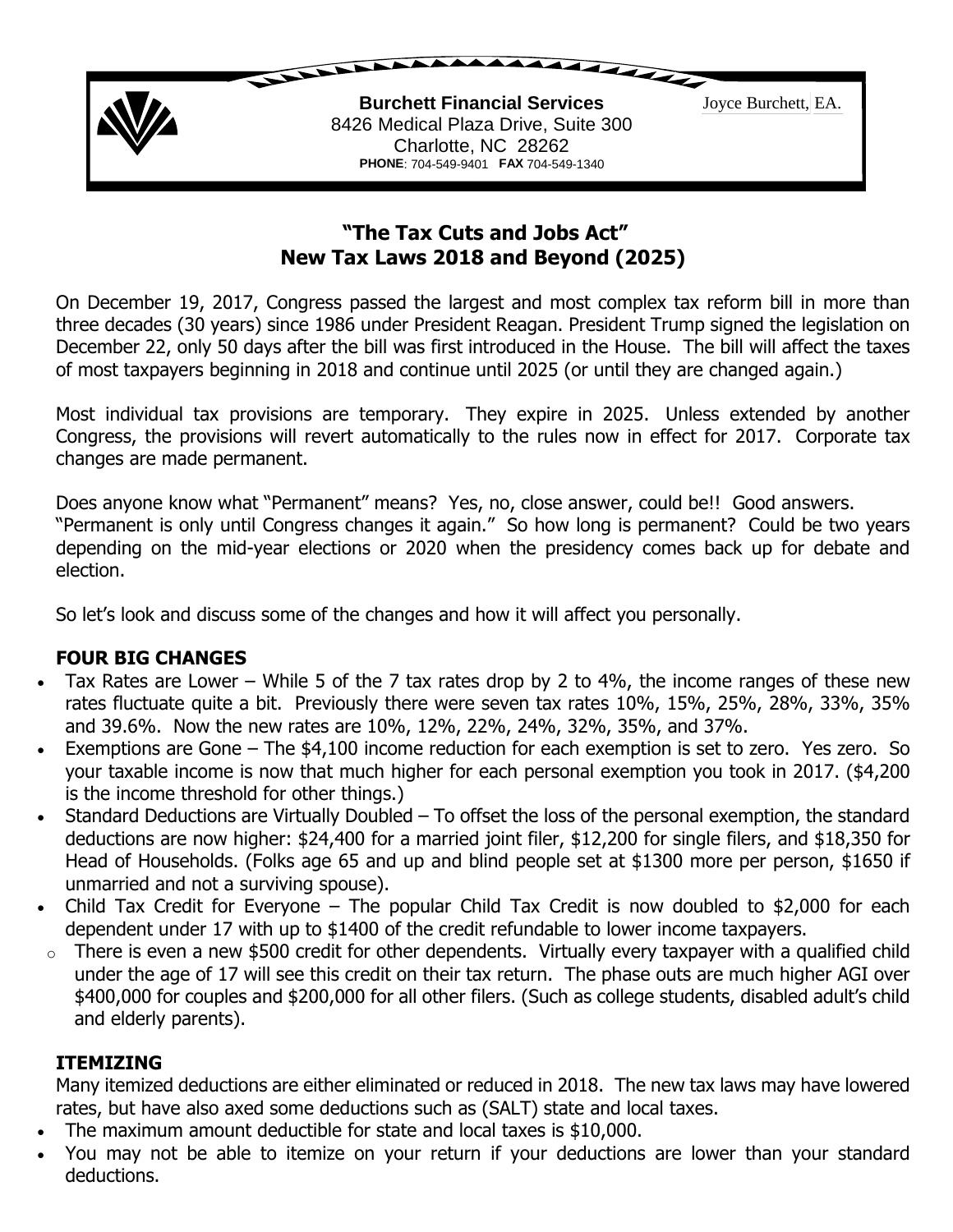**Burchett Financial Services**
8426 Medical Plaza Drive, Suite 300
Charlotte, NC 28262
**PHONE**: 704-549-9401 **FAX** 704-549-1340

Joyce Burchett, EA.

# "The Tax Cuts and Jobs Act"
# New Tax Laws 2018 and Beyond (2025)

On December 19, 2017, Congress passed the largest and most complex tax reform bill in more than three decades (30 years) since 1986 under President Reagan. President Trump signed the legislation on December 22, only 50 days after the bill was first introduced in the House. The bill will affect the taxes of most taxpayers beginning in 2018 and continue until 2025 (or until they are changed again.)

Most individual tax provisions are temporary. They expire in 2025. Unless extended by another Congress, the provisions will revert automatically to the rules now in effect for 2017. Corporate tax changes are made permanent.

Does anyone know what "Permanent" means? Yes, no, close answer, could be!! Good answers.
"Permanent is only until Congress changes it again." So how long is permanent? Could be two years depending on the mid-year elections or 2020 when the presidency comes back up for debate and election.

So let's look and discuss some of the changes and how it will affect you personally.

## FOUR BIG CHANGES

- Tax Rates are Lower – While 5 of the 7 tax rates drop by 2 to 4%, the income ranges of these new rates fluctuate quite a bit. Previously there were seven tax rates 10%, 15%, 25%, 28%, 33%, 35% and 39.6%. Now the new rates are 10%, 12%, 22%, 24%, 32%, 35%, and 37%.
- Exemptions are Gone – The $4,100 income reduction for each exemption is set to zero. Yes zero. So your taxable income is now that much higher for each personal exemption you took in 2017. ($4,200 is the income threshold for other things.)
- Standard Deductions are Virtually Doubled – To offset the loss of the personal exemption, the standard deductions are now higher: $24,400 for a married joint filer, $12,200 for single filers, and $18,350 for Head of Households. (Folks age 65 and up and blind people set at $1300 more per person, $1650 if unmarried and not a surviving spouse).
- Child Tax Credit for Everyone – The popular Child Tax Credit is now doubled to $2,000 for each dependent under 17 with up to $1400 of the credit refundable to lower income taxpayers.
  - There is even a new $500 credit for other dependents. Virtually every taxpayer with a qualified child under the age of 17 will see this credit on their tax return. The phase outs are much higher AGI over $400,000 for couples and $200,000 for all other filers. (Such as college students, disabled adult's child and elderly parents).

## ITEMIZING

Many itemized deductions are either eliminated or reduced in 2018. The new tax laws may have lowered rates, but have also axed some deductions such as (SALT) state and local taxes.

- The maximum amount deductible for state and local taxes is $10,000.
- You may not be able to itemize on your return if your deductions are lower than your standard deductions.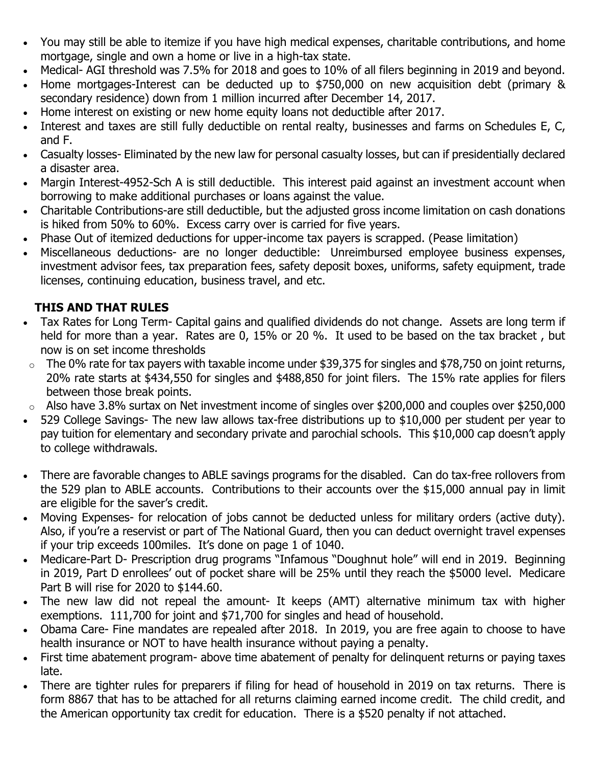- You may still be able to itemize if you have high medical expenses, charitable contributions, and home mortgage, single and own a home or live in a high-tax state.
- Medical- AGI threshold was 7.5% for 2018 and goes to 10% of all filers beginning in 2019 and beyond.
- Home mortgages-Interest can be deducted up to $750,000 on new acquisition debt (primary & secondary residence) down from 1 million incurred after December 14, 2017.
- Home interest on existing or new home equity loans not deductible after 2017.
- Interest and taxes are still fully deductible on rental realty, businesses and farms on Schedules E, C, and F.
- Casualty losses- Eliminated by the new law for personal casualty losses, but can if presidentially declared a disaster area.
- Margin Interest-4952-Sch A is still deductible. This interest paid against an investment account when borrowing to make additional purchases or loans against the value.
- Charitable Contributions-are still deductible, but the adjusted gross income limitation on cash donations is hiked from 50% to 60%. Excess carry over is carried for five years.
- Phase Out of itemized deductions for upper-income tax payers is scrapped. (Pease limitation)
- Miscellaneous deductions- are no longer deductible: Unreimbursed employee business expenses, investment advisor fees, tax preparation fees, safety deposit boxes, uniforms, safety equipment, trade licenses, continuing education, business travel, and etc.

## THIS AND THAT RULES

- Tax Rates for Long Term- Capital gains and qualified dividends do not change. Assets are long term if held for more than a year. Rates are 0, 15% or 20 %. It used to be based on the tax bracket , but now is on set income thresholds
  - The 0% rate for tax payers with taxable income under $39,375 for singles and $78,750 on joint returns, 20% rate starts at $434,550 for singles and $488,850 for joint filers. The 15% rate applies for filers between those break points.
  - Also have 3.8% surtax on Net investment income of singles over $200,000 and couples over $250,000
- 529 College Savings- The new law allows tax-free distributions up to $10,000 per student per year to pay tuition for elementary and secondary private and parochial schools. This $10,000 cap doesn't apply to college withdrawals.
- There are favorable changes to ABLE savings programs for the disabled. Can do tax-free rollovers from the 529 plan to ABLE accounts. Contributions to their accounts over the $15,000 annual pay in limit are eligible for the saver's credit.
- Moving Expenses- for relocation of jobs cannot be deducted unless for military orders (active duty). Also, if you're a reservist or part of The National Guard, then you can deduct overnight travel expenses if your trip exceeds 100miles. It's done on page 1 of 1040.
- Medicare-Part D- Prescription drug programs "Infamous "Doughnut hole" will end in 2019. Beginning in 2019, Part D enrollees' out of pocket share will be 25% until they reach the $5000 level. Medicare Part B will rise for 2020 to $144.60.
- The new law did not repeal the amount- It keeps (AMT) alternative minimum tax with higher exemptions. 111,700 for joint and $71,700 for singles and head of household.
- Obama Care- Fine mandates are repealed after 2018. In 2019, you are free again to choose to have health insurance or NOT to have health insurance without paying a penalty.
- First time abatement program- above time abatement of penalty for delinquent returns or paying taxes late.
- There are tighter rules for preparers if filing for head of household in 2019 on tax returns. There is form 8867 that has to be attached for all returns claiming earned income credit. The child credit, and the American opportunity tax credit for education. There is a $520 penalty if not attached.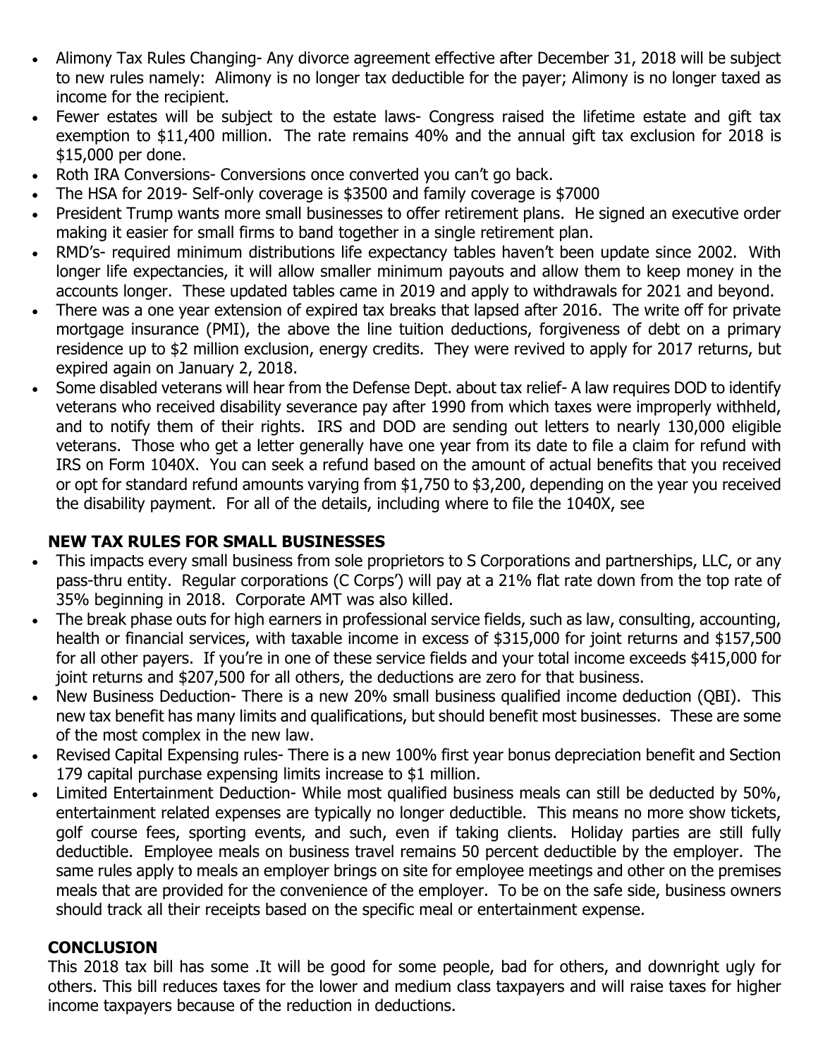- Alimony Tax Rules Changing- Any divorce agreement effective after December 31, 2018 will be subject to new rules namely: Alimony is no longer tax deductible for the payer; Alimony is no longer taxed as income for the recipient.
- Fewer estates will be subject to the estate laws- Congress raised the lifetime estate and gift tax exemption to $11,400 million. The rate remains 40% and the annual gift tax exclusion for 2018 is $15,000 per done.
- Roth IRA Conversions- Conversions once converted you can't go back.
- The HSA for 2019- Self-only coverage is $3500 and family coverage is $7000
- President Trump wants more small businesses to offer retirement plans. He signed an executive order making it easier for small firms to band together in a single retirement plan.
- RMD's- required minimum distributions life expectancy tables haven't been update since 2002. With longer life expectancies, it will allow smaller minimum payouts and allow them to keep money in the accounts longer. These updated tables came in 2019 and apply to withdrawals for 2021 and beyond.
- There was a one year extension of expired tax breaks that lapsed after 2016. The write off for private mortgage insurance (PMI), the above the line tuition deductions, forgiveness of debt on a primary residence up to $2 million exclusion, energy credits. They were revived to apply for 2017 returns, but expired again on January 2, 2018.
- Some disabled veterans will hear from the Defense Dept. about tax relief- A law requires DOD to identify veterans who received disability severance pay after 1990 from which taxes were improperly withheld, and to notify them of their rights. IRS and DOD are sending out letters to nearly 130,000 eligible veterans. Those who get a letter generally have one year from its date to file a claim for refund with IRS on Form 1040X. You can seek a refund based on the amount of actual benefits that you received or opt for standard refund amounts varying from $1,750 to $3,200, depending on the year you received the disability payment. For all of the details, including where to file the 1040X, see

## NEW TAX RULES FOR SMALL BUSINESSES

- This impacts every small business from sole proprietors to S Corporations and partnerships, LLC, or any pass-thru entity. Regular corporations (C Corps') will pay at a 21% flat rate down from the top rate of 35% beginning in 2018. Corporate AMT was also killed.
- The break phase outs for high earners in professional service fields, such as law, consulting, accounting, health or financial services, with taxable income in excess of $315,000 for joint returns and $157,500 for all other payers. If you're in one of these service fields and your total income exceeds $415,000 for joint returns and $207,500 for all others, the deductions are zero for that business.
- New Business Deduction- There is a new 20% small business qualified income deduction (QBI). This new tax benefit has many limits and qualifications, but should benefit most businesses. These are some of the most complex in the new law.
- Revised Capital Expensing rules- There is a new 100% first year bonus depreciation benefit and Section 179 capital purchase expensing limits increase to $1 million.
- Limited Entertainment Deduction- While most qualified business meals can still be deducted by 50%, entertainment related expenses are typically no longer deductible. This means no more show tickets, golf course fees, sporting events, and such, even if taking clients. Holiday parties are still fully deductible. Employee meals on business travel remains 50 percent deductible by the employer. The same rules apply to meals an employer brings on site for employee meetings and other on the premises meals that are provided for the convenience of the employer. To be on the safe side, business owners should track all their receipts based on the specific meal or entertainment expense.

## CONCLUSION

This 2018 tax bill has some .It will be good for some people, bad for others, and downright ugly for others. This bill reduces taxes for the lower and medium class taxpayers and will raise taxes for higher income taxpayers because of the reduction in deductions.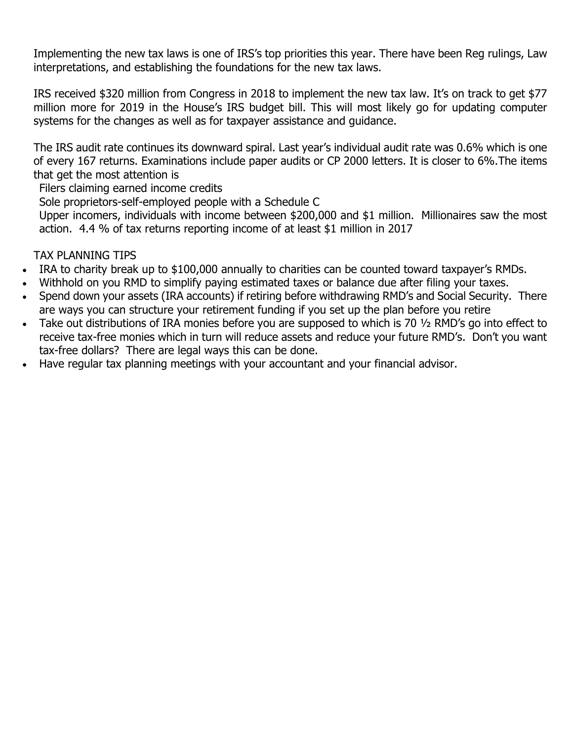Implementing the new tax laws is one of IRS's top priorities this year. There have been Reg rulings, Law interpretations, and establishing the foundations for the new tax laws.

IRS received $320 million from Congress in 2018 to implement the new tax law. It's on track to get $77 million more for 2019 in the House's IRS budget bill. This will most likely go for updating computer systems for the changes as well as for taxpayer assistance and guidance.

The IRS audit rate continues its downward spiral. Last year's individual audit rate was 0.6% which is one of every 167 returns. Examinations include paper audits or CP 2000 letters. It is closer to 6%.The items that get the most attention is

Filers claiming earned income credits

Sole proprietors-self-employed people with a Schedule C

Upper incomers, individuals with income between $200,000 and $1 million. Millionaires saw the most action. 4.4 % of tax returns reporting income of at least $1 million in 2017

TAX PLANNING TIPS

- IRA to charity break up to $100,000 annually to charities can be counted toward taxpayer's RMDs.
- Withhold on you RMD to simplify paying estimated taxes or balance due after filing your taxes.
- Spend down your assets (IRA accounts) if retiring before withdrawing RMD's and Social Security. There are ways you can structure your retirement funding if you set up the plan before you retire
- Take out distributions of IRA monies before you are supposed to which is 70 ½ RMD's go into effect to receive tax-free monies which in turn will reduce assets and reduce your future RMD's. Don't you want tax-free dollars? There are legal ways this can be done.
- Have regular tax planning meetings with your accountant and your financial advisor.